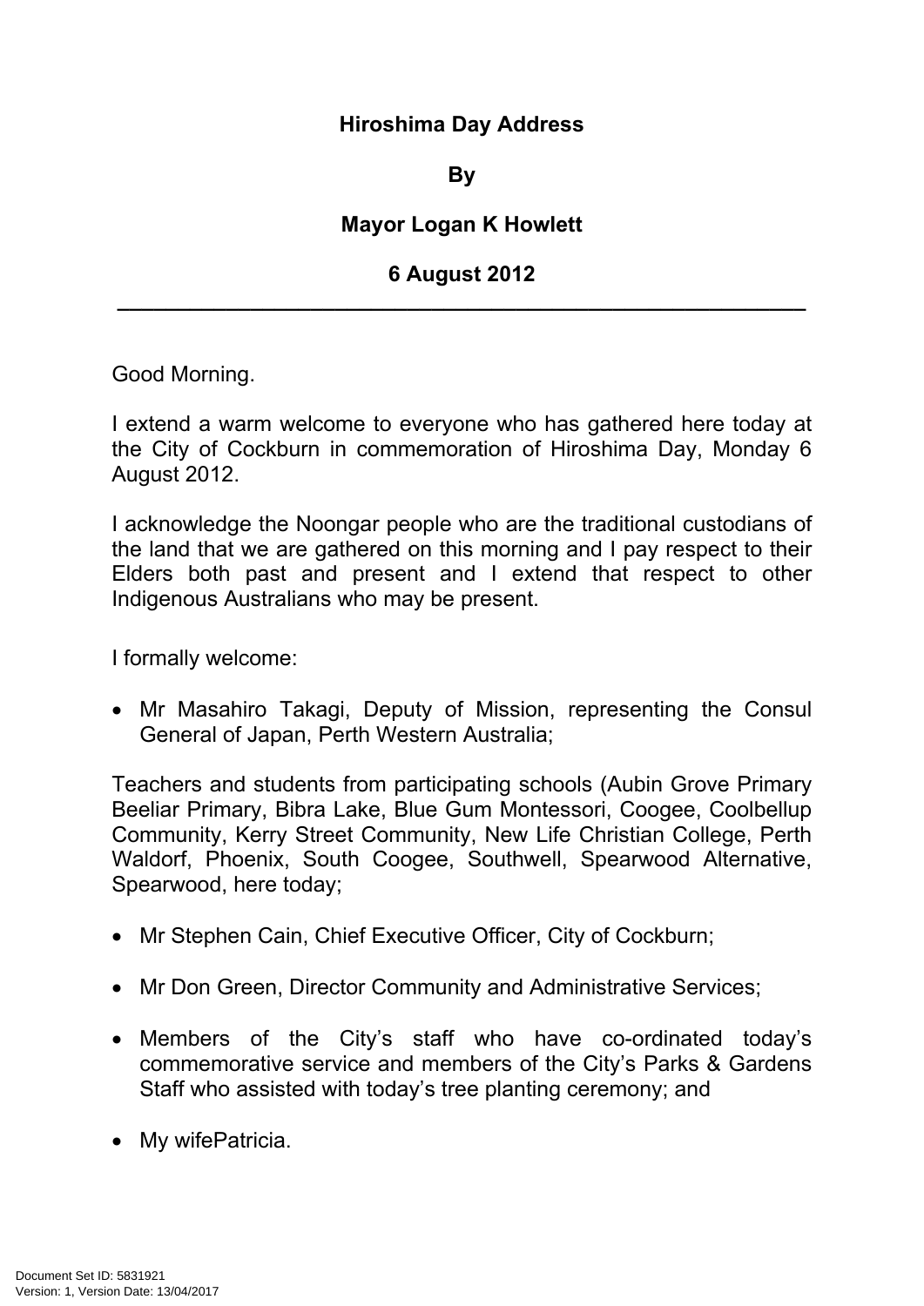**Hiroshima Day Address**

**By**

**Mayor Logan K Howlett**

**6 August 2012**

---

Good Morning.

I extend a warm welcome to everyone who has gathered here today at the City of Cockburn in commemoration of Hiroshima Day, Monday 6 August 2012.

I acknowledge the Noongar people who are the traditional custodians of the land that we are gathered on this morning and I pay respect to their Elders both past and present and I extend that respect to other Indigenous Australians who may be present.

I formally welcome:

- Mr Masahiro Takagi, Deputy of Mission, representing the Consul General of Japan, Perth Western Australia;

Teachers and students from participating schools (Aubin Grove Primary Beeliar Primary, Bibra Lake, Blue Gum Montessori, Coogee, Coolbellup Community, Kerry Street Community, New Life Christian College, Perth Waldorf, Phoenix, South Coogee, Southwell, Spearwood Alternative, Spearwood, here today;

- Mr Stephen Cain, Chief Executive Officer, City of Cockburn;
- Mr Don Green, Director Community and Administrative Services;
- Members of the City's staff who have co-ordinated today's commemorative service and members of the City's Parks & Gardens Staff who assisted with today's tree planting ceremony; and
- My wifePatricia.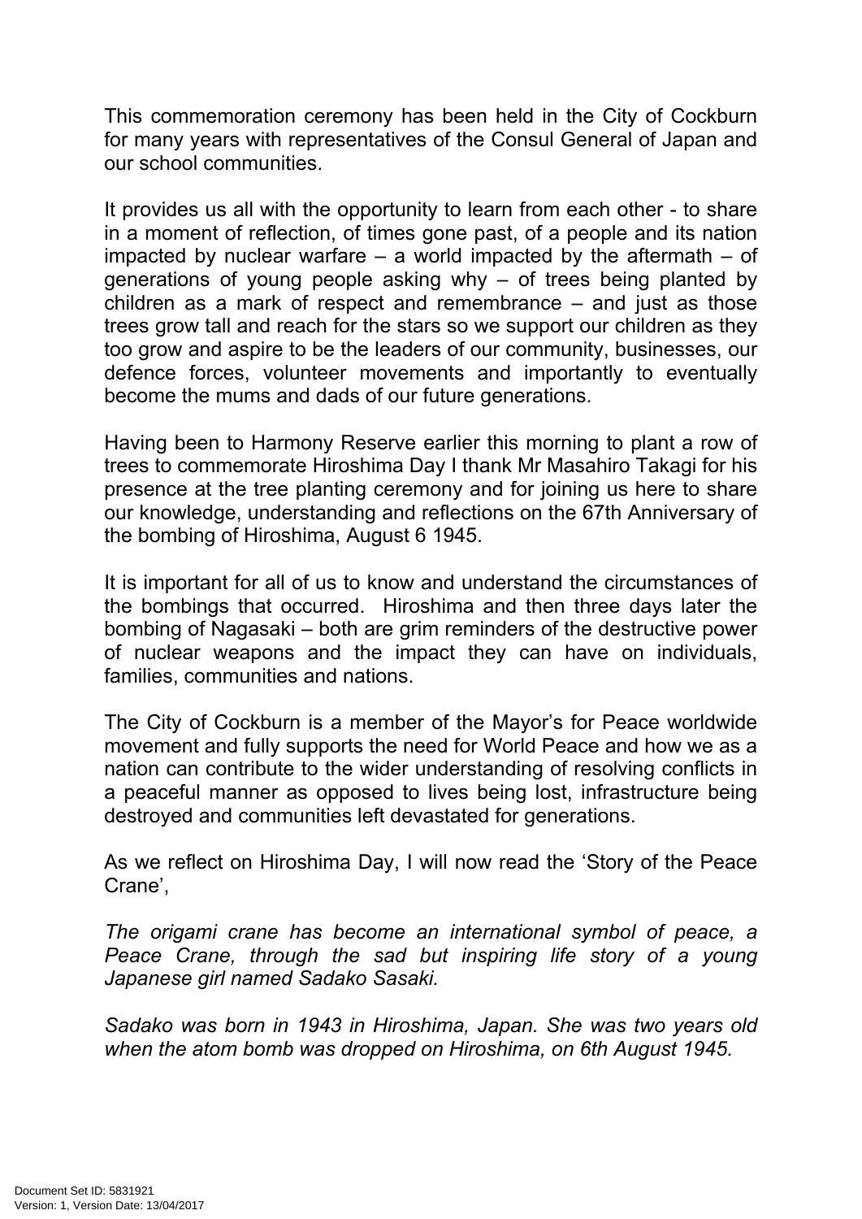This commemoration ceremony has been held in the City of Cockburn for many years with representatives of the Consul General of Japan and our school communities.

It provides us all with the opportunity to learn from each other - to share in a moment of reflection, of times gone past, of a people and its nation impacted by nuclear warfare – a world impacted by the aftermath – of generations of young people asking why – of trees being planted by children as a mark of respect and remembrance – and just as those trees grow tall and reach for the stars so we support our children as they too grow and aspire to be the leaders of our community, businesses, our defence forces, volunteer movements and importantly to eventually become the mums and dads of our future generations.

Having been to Harmony Reserve earlier this morning to plant a row of trees to commemorate Hiroshima Day I thank Mr Masahiro Takagi for his presence at the tree planting ceremony and for joining us here to share our knowledge, understanding and reflections on the 67th Anniversary of the bombing of Hiroshima, August 6 1945.

It is important for all of us to know and understand the circumstances of the bombings that occurred. Hiroshima and then three days later the bombing of Nagasaki – both are grim reminders of the destructive power of nuclear weapons and the impact they can have on individuals, families, communities and nations.

The City of Cockburn is a member of the Mayor's for Peace worldwide movement and fully supports the need for World Peace and how we as a nation can contribute to the wider understanding of resolving conflicts in a peaceful manner as opposed to lives being lost, infrastructure being destroyed and communities left devastated for generations.

As we reflect on Hiroshima Day, I will now read the 'Story of the Peace Crane',

*The origami crane has become an international symbol of peace, a Peace Crane, through the sad but inspiring life story of a young Japanese girl named Sadako Sasaki.*

*Sadako was born in 1943 in Hiroshima, Japan. She was two years old when the atom bomb was dropped on Hiroshima, on 6th August 1945.*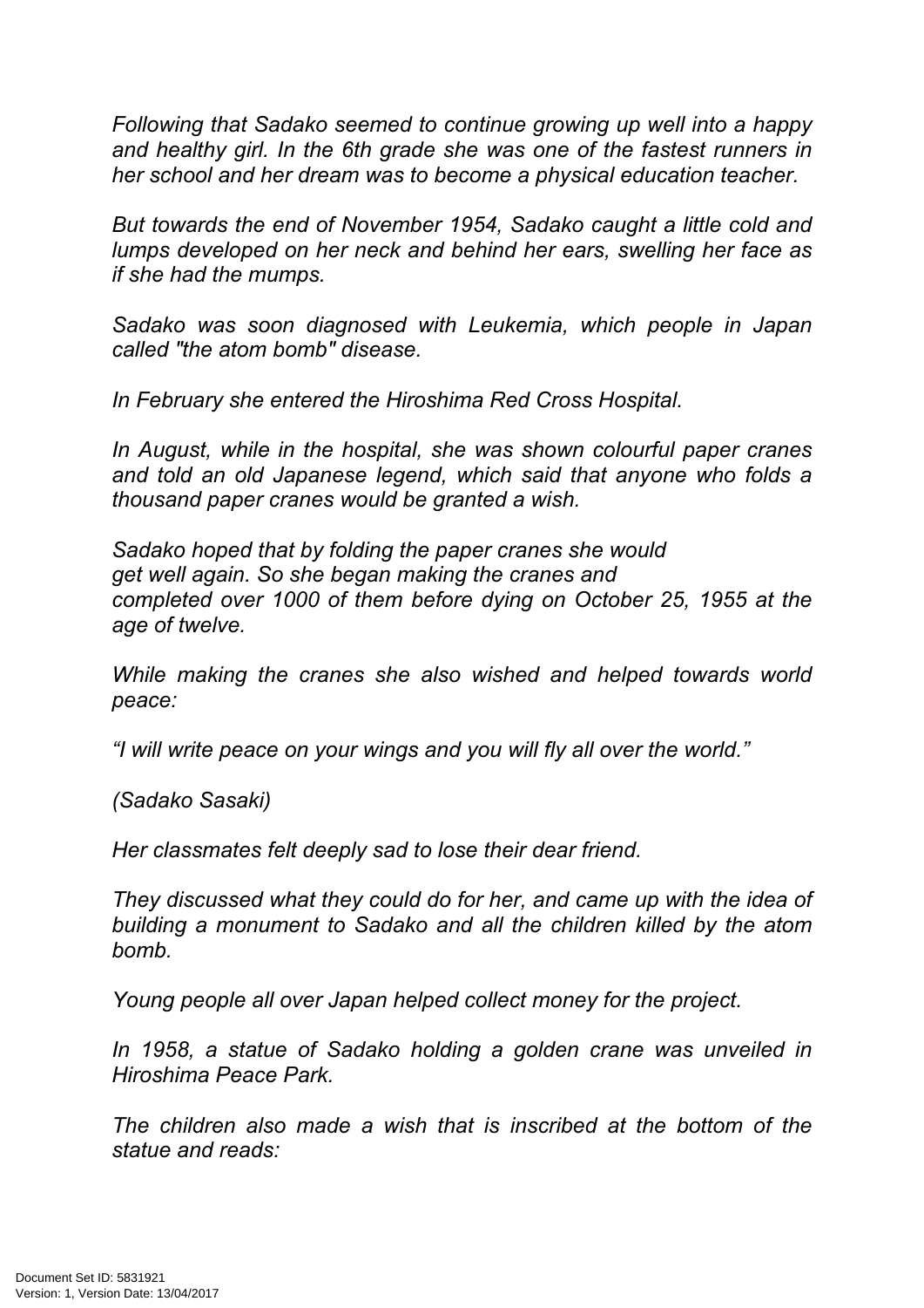*Following that Sadako seemed to continue growing up well into a happy and healthy girl. In the 6th grade she was one of the fastest runners in her school and her dream was to become a physical education teacher.*

*But towards the end of November 1954, Sadako caught a little cold and lumps developed on her neck and behind her ears, swelling her face as if she had the mumps.*

*Sadako was soon diagnosed with Leukemia, which people in Japan called "the atom bomb" disease.*

*In February she entered the Hiroshima Red Cross Hospital.*

*In August, while in the hospital, she was shown colourful paper cranes and told an old Japanese legend, which said that anyone who folds a thousand paper cranes would be granted a wish.*

*Sadako hoped that by folding the paper cranes she would get well again. So she began making the cranes and completed over 1000 of them before dying on October 25, 1955 at the age of twelve.*

*While making the cranes she also wished and helped towards world peace:*

*"I will write peace on your wings and you will fly all over the world."*

*(Sadako Sasaki)*

*Her classmates felt deeply sad to lose their dear friend.*

*They discussed what they could do for her, and came up with the idea of building a monument to Sadako and all the children killed by the atom bomb.*

*Young people all over Japan helped collect money for the project.*

*In 1958, a statue of Sadako holding a golden crane was unveiled in Hiroshima Peace Park.*

*The children also made a wish that is inscribed at the bottom of the statue and reads:*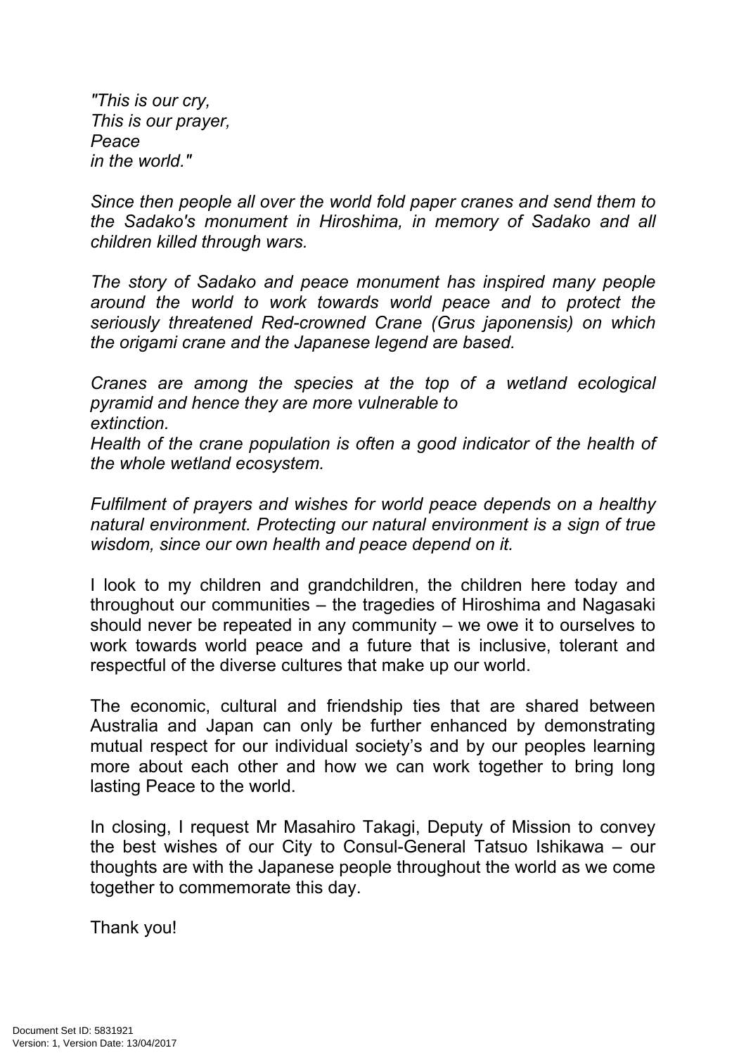*"This is our cry,*
*This is our prayer,*
*Peace*
*in the world."*

*Since then people all over the world fold paper cranes and send them to the Sadako's monument in Hiroshima, in memory of Sadako and all children killed through wars.*

*The story of Sadako and peace monument has inspired many people around the world to work towards world peace and to protect the seriously threatened Red-crowned Crane (Grus japonensis) on which the origami crane and the Japanese legend are based.*

*Cranes are among the species at the top of a wetland ecological pyramid and hence they are more vulnerable to extinction.*
*Health of the crane population is often a good indicator of the health of the whole wetland ecosystem.*

*Fulfilment of prayers and wishes for world peace depends on a healthy natural environment. Protecting our natural environment is a sign of true wisdom, since our own health and peace depend on it.*

I look to my children and grandchildren, the children here today and throughout our communities – the tragedies of Hiroshima and Nagasaki should never be repeated in any community – we owe it to ourselves to work towards world peace and a future that is inclusive, tolerant and respectful of the diverse cultures that make up our world.

The economic, cultural and friendship ties that are shared between Australia and Japan can only be further enhanced by demonstrating mutual respect for our individual society's and by our peoples learning more about each other and how we can work together to bring long lasting Peace to the world.

In closing, I request Mr Masahiro Takagi, Deputy of Mission to convey the best wishes of our City to Consul-General Tatsuo Ishikawa – our thoughts are with the Japanese people throughout the world as we come together to commemorate this day.

Thank you!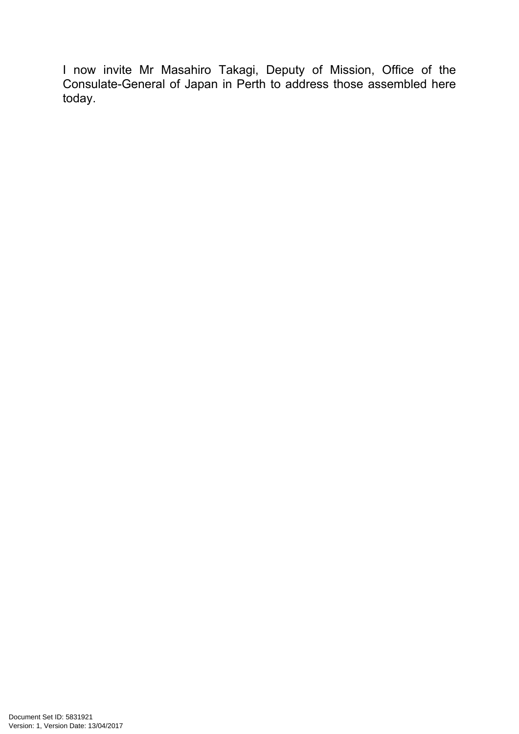I now invite Mr Masahiro Takagi, Deputy of Mission, Office of the Consulate-General of Japan in Perth to address those assembled here today.